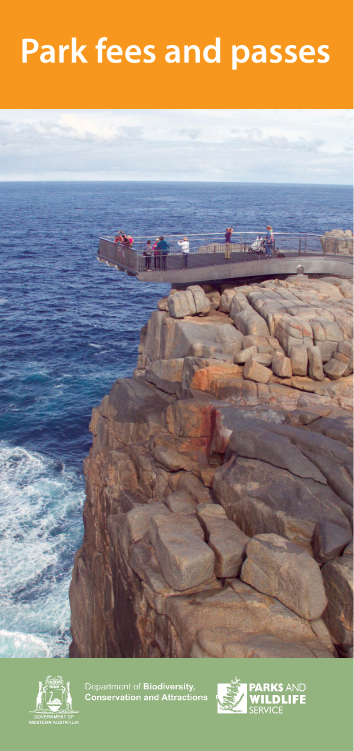# Park fees and passes

GOVERNMENT OF WESTERN AUSTRALIA

Department of **Biodiversity, Conservation and Attractions**

**PARKS** AND **WILDLIFE** SERVICE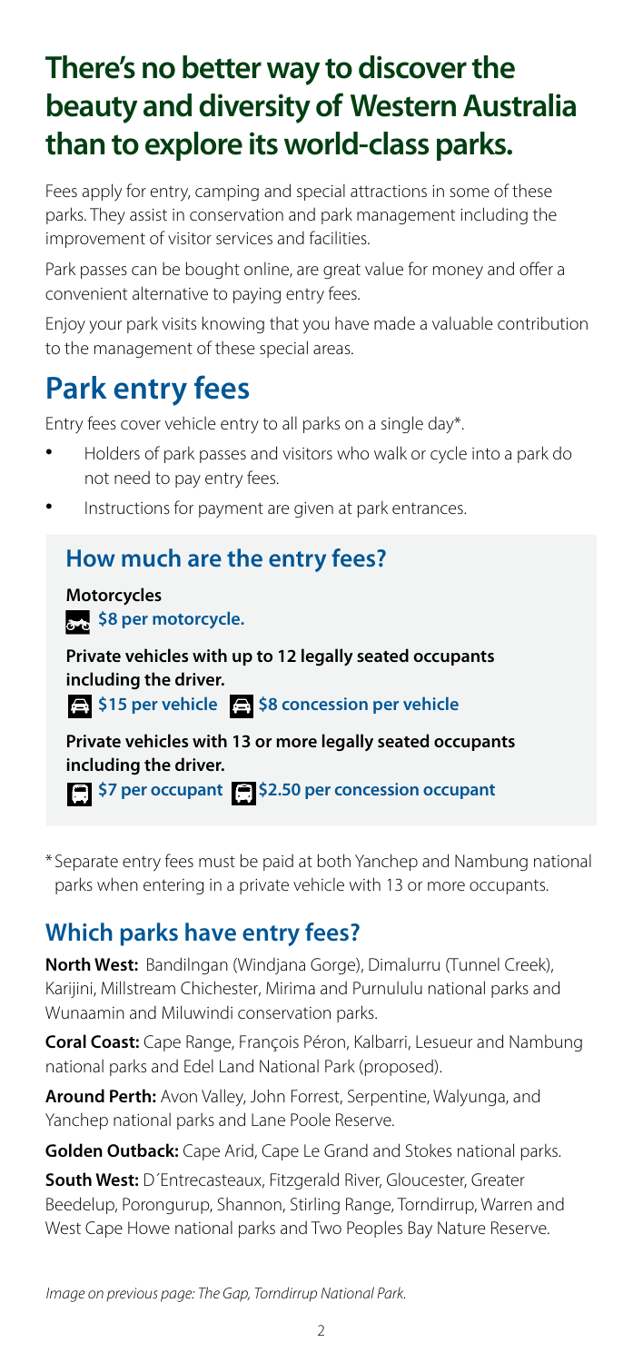# There's no better way to discover the beauty and diversity of Western Australia than to explore its world-class parks.

Fees apply for entry, camping and special attractions in some of these parks. They assist in conservation and park management including the improvement of visitor services and facilities.

Park passes can be bought online, are great value for money and offer a convenient alternative to paying entry fees.

Enjoy your park visits knowing that you have made a valuable contribution to the management of these special areas.

# Park entry fees

Entry fees cover vehicle entry to all parks on a single day*.

- Holders of park passes and visitors who walk or cycle into a park do not need to pay entry fees.
- Instructions for payment are given at park entrances.

## How much are the entry fees?

**Motorcycles**

**$8 per motorcycle.**

**Private vehicles with up to 12 legally seated occupants including the driver.**

**$15 per vehicle** **$8 concession per vehicle**

**Private vehicles with 13 or more legally seated occupants including the driver.**

**$7 per occupant** **$2.50 per concession occupant**

\* Separate entry fees must be paid at both Yanchep and Nambung national parks when entering in a private vehicle with 13 or more occupants.

## Which parks have entry fees?

**North West:** Bandilngan (Windjana Gorge), Dimalurru (Tunnel Creek), Karijini, Millstream Chichester, Mirima and Purnululu national parks and Wunaamin and Miluwindi conservation parks.

**Coral Coast:** Cape Range, François Péron, Kalbarri, Lesueur and Nambung national parks and Edel Land National Park (proposed).

**Around Perth:** Avon Valley, John Forrest, Serpentine, Walyunga, and Yanchep national parks and Lane Poole Reserve.

**Golden Outback:** Cape Arid, Cape Le Grand and Stokes national parks.

**South West:** D´Entrecasteaux, Fitzgerald River, Gloucester, Greater Beedelup, Porongurup, Shannon, Stirling Range, Torndirrup, Warren and West Cape Howe national parks and Two Peoples Bay Nature Reserve.

*Image on previous page: The Gap, Torndirrup National Park.*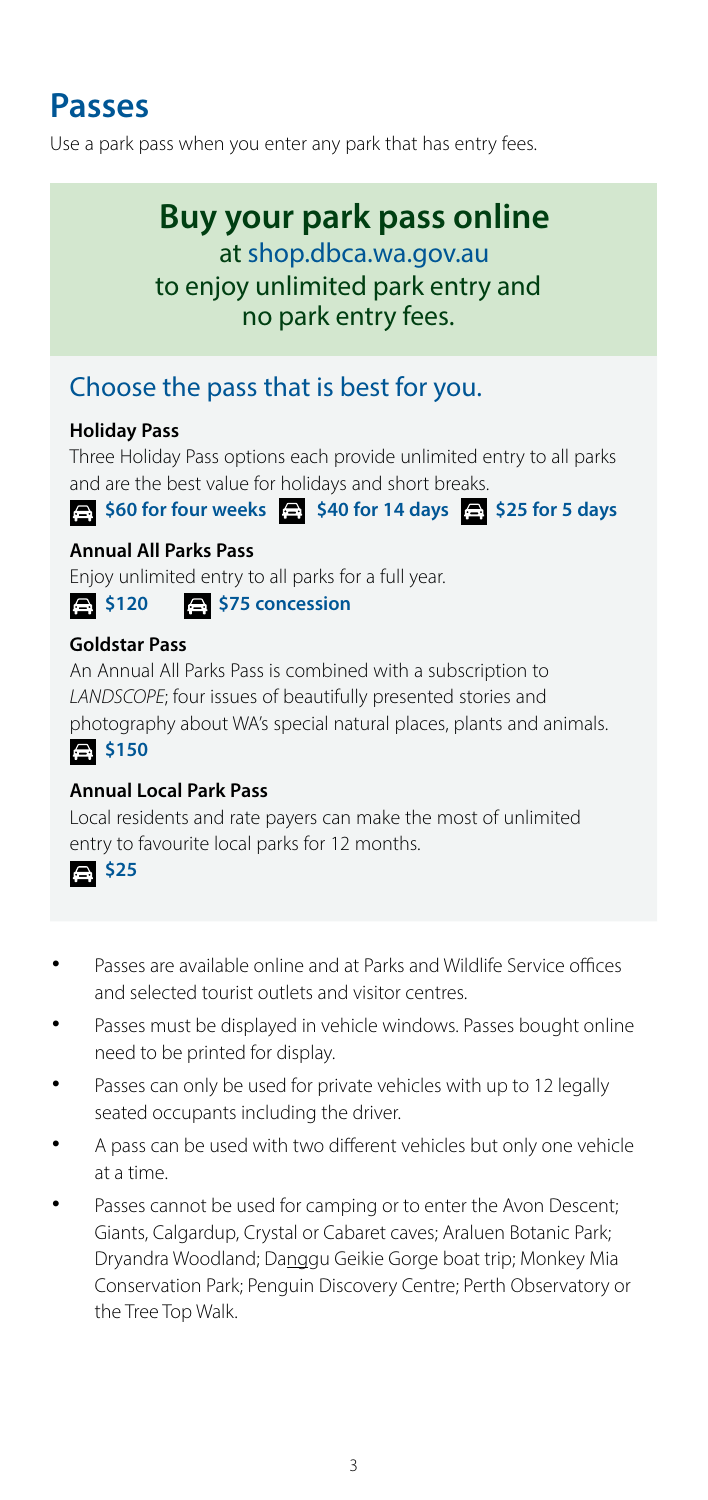# Passes

Use a park pass when you enter any park that has entry fees.

## Buy your park pass online

at shop.dbca.wa.gov.au
to enjoy unlimited park entry and no park entry fees.

### Choose the pass that is best for you.

**Holiday Pass**

Three Holiday Pass options each provide unlimited entry to all parks and are the best value for holidays and short breaks.

**$60 for four weeks** **$40 for 14 days** **$25 for 5 days**

**Annual All Parks Pass**

Enjoy unlimited entry to all parks for a full year.

**$120** **$75 concession**

**Goldstar Pass**

An Annual All Parks Pass is combined with a subscription to *LANDSCOPE*; four issues of beautifully presented stories and photography about WA's special natural places, plants and animals.

**$150**

**Annual Local Park Pass**

Local residents and rate payers can make the most of unlimited entry to favourite local parks for 12 months.

**$25**

- Passes are available online and at Parks and Wildlife Service offices and selected tourist outlets and visitor centres.
- Passes must be displayed in vehicle windows. Passes bought online need to be printed for display.
- Passes can only be used for private vehicles with up to 12 legally seated occupants including the driver.
- A pass can be used with two different vehicles but only one vehicle at a time.
- Passes cannot be used for camping or to enter the Avon Descent; Giants, Calgardup, Crystal or Cabaret caves; Araluen Botanic Park; Dryandra Woodland; Danggu Geikie Gorge boat trip; Monkey Mia Conservation Park; Penguin Discovery Centre; Perth Observatory or the Tree Top Walk.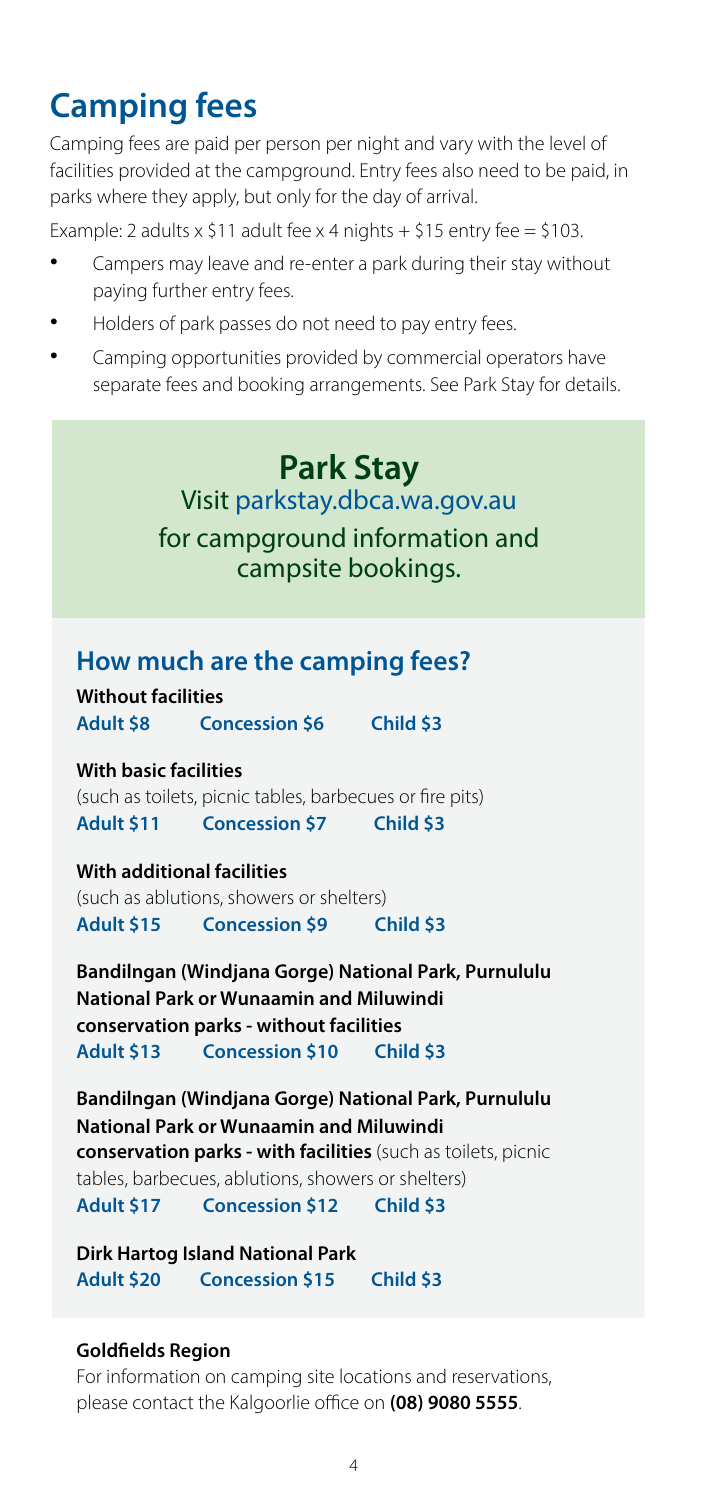# Camping fees

Camping fees are paid per person per night and vary with the level of facilities provided at the campground. Entry fees also need to be paid, in parks where they apply, but only for the day of arrival.

Example: 2 adults x $11 adult fee x 4 nights + $15 entry fee = $103.

- Campers may leave and re-enter a park during their stay without paying further entry fees.
- Holders of park passes do not need to pay entry fees.
- Camping opportunities provided by commercial operators have separate fees and booking arrangements. See Park Stay for details.

## Park Stay

Visit parkstay.dbca.wa.gov.au for campground information and campsite bookings.

## How much are the camping fees?

**Without facilities**
**Adult $8 Concession $6 Child $3**

**With basic facilities**
(such as toilets, picnic tables, barbecues or fire pits)
**Adult $11 Concession $7 Child $3**

**With additional facilities**
(such as ablutions, showers or shelters)
**Adult $15 Concession $9 Child $3**

**Bandilngan (Windjana Gorge) National Park, Purnululu National Park or Wunaamin and Miluwindi conservation parks - without facilities**
**Adult $13 Concession $10 Child $3**

**Bandilngan (Windjana Gorge) National Park, Purnululu National Park or Wunaamin and Miluwindi conservation parks - with facilities** (such as toilets, picnic tables, barbecues, ablutions, showers or shelters)
**Adult $17 Concession $12 Child $3**

**Dirk Hartog Island National Park**
**Adult $20 Concession $15 Child $3**

**Goldfields Region**
For information on camping site locations and reservations, please contact the Kalgoorlie office on **(08) 9080 5555**.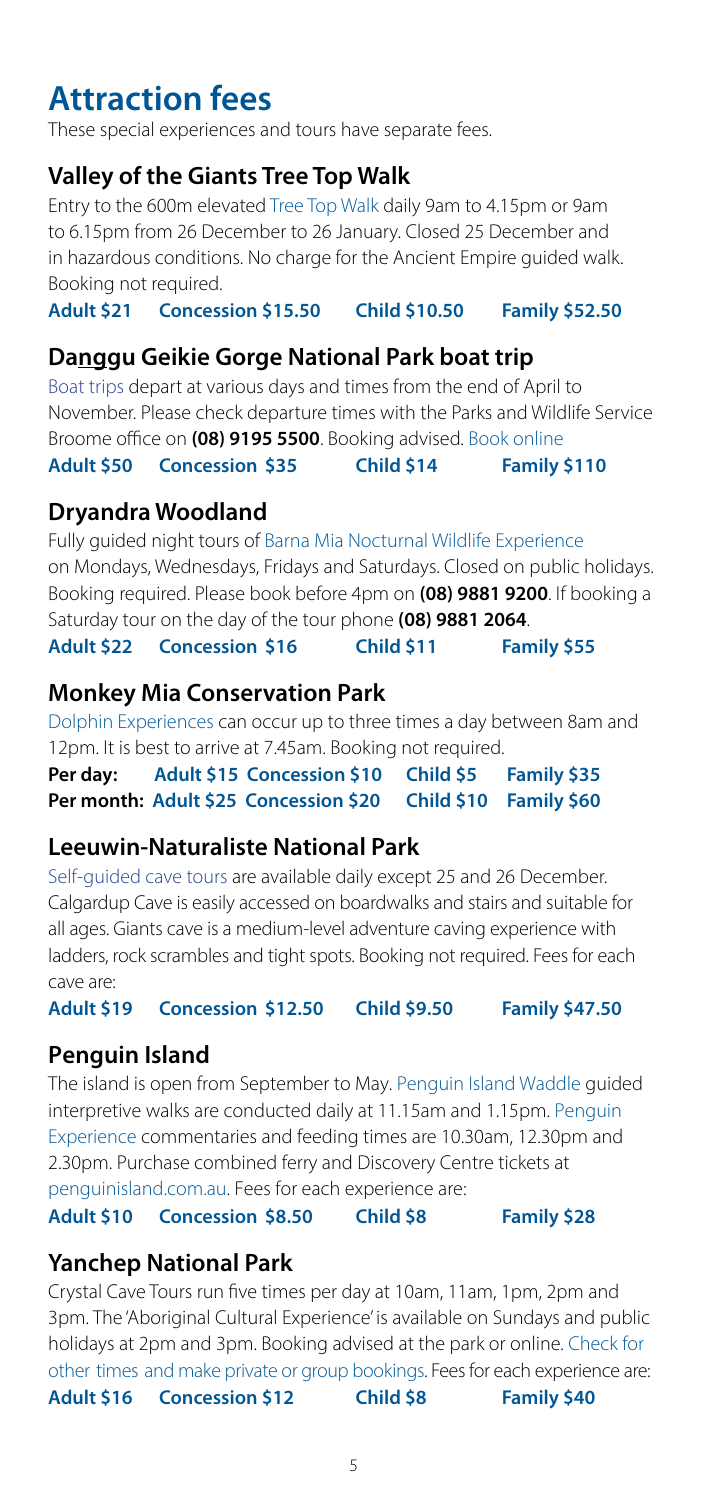# Attraction fees

These special experiences and tours have separate fees.

## Valley of the Giants Tree Top Walk

Entry to the 600m elevated Tree Top Walk daily 9am to 4.15pm or 9am to 6.15pm from 26 December to 26 January. Closed 25 December and in hazardous conditions. No charge for the Ancient Empire guided walk. Booking not required.

**Adult $21 Concession $15.50 Child $10.50 Family $52.50**

## Danggu Geikie Gorge National Park boat trip

Boat trips depart at various days and times from the end of April to November. Please check departure times with the Parks and Wildlife Service Broome office on **(08) 9195 5500**. Booking advised. Book online

**Adult $50 Concession $35 Child $14 Family $110**

## Dryandra Woodland

Fully guided night tours of Barna Mia Nocturnal Wildlife Experience on Mondays, Wednesdays, Fridays and Saturdays. Closed on public holidays. Booking required. Please book before 4pm on **(08) 9881 9200**. If booking a Saturday tour on the day of the tour phone **(08) 9881 2064**.

**Adult $22 Concession $16 Child $11 Family $55**

## Monkey Mia Conservation Park

Dolphin Experiences can occur up to three times a day between 8am and 12pm. It is best to arrive at 7.45am. Booking not required.

**Per day: Adult $15 Concession $10 Child $5 Family $35**
**Per month: Adult $25 Concession $20 Child $10 Family $60**

## Leeuwin-Naturaliste National Park

Self-guided cave tours are available daily except 25 and 26 December. Calgardup Cave is easily accessed on boardwalks and stairs and suitable for all ages. Giants cave is a medium-level adventure caving experience with ladders, rock scrambles and tight spots. Booking not required. Fees for each cave are:

**Adult $19 Concession $12.50 Child $9.50 Family $47.50**

## Penguin Island

The island is open from September to May. Penguin Island Waddle guided interpretive walks are conducted daily at 11.15am and 1.15pm. Penguin Experience commentaries and feeding times are 10.30am, 12.30pm and 2.30pm. Purchase combined ferry and Discovery Centre tickets at penguinisland.com.au. Fees for each experience are:

**Adult $10 Concession $8.50 Child $8 Family $28**

## Yanchep National Park

Crystal Cave Tours run five times per day at 10am, 11am, 1pm, 2pm and 3pm. The 'Aboriginal Cultural Experience' is available on Sundays and public holidays at 2pm and 3pm. Booking advised at the park or online. Check for other times and make private or group bookings. Fees for each experience are:

**Adult $16 Concession $12 Child $8 Family $40**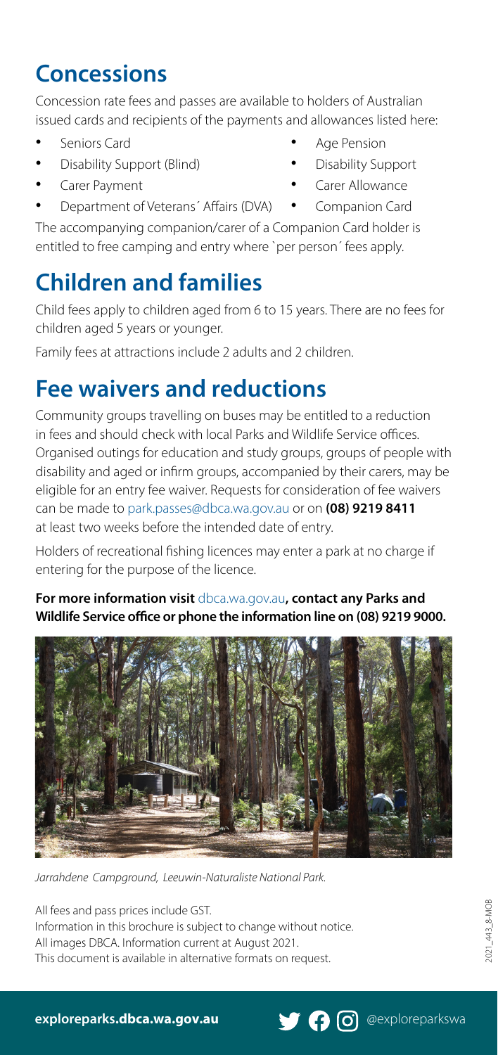## Concessions

Concession rate fees and passes are available to holders of Australian issued cards and recipients of the payments and allowances listed here:

- Seniors Card
- Disability Support (Blind)
- Carer Payment
- Department of Veterans´ Affairs (DVA)
- Age Pension
- Disability Support
- Carer Allowance
- Companion Card

The accompanying companion/carer of a Companion Card holder is entitled to free camping and entry where `per person´ fees apply.

## Children and families

Child fees apply to children aged from 6 to 15 years. There are no fees for children aged 5 years or younger.

Family fees at attractions include 2 adults and 2 children.

## Fee waivers and reductions

Community groups travelling on buses may be entitled to a reduction in fees and should check with local Parks and Wildlife Service offices. Organised outings for education and study groups, groups of people with disability and aged or infirm groups, accompanied by their carers, may be eligible for an entry fee waiver. Requests for consideration of fee waivers can be made to park.passes@dbca.wa.gov.au or on **(08) 9219 8411** at least two weeks before the intended date of entry.

Holders of recreational fishing licences may enter a park at no charge if entering for the purpose of the licence.

**For more information visit** dbca.wa.gov.au**, contact any Parks and Wildlife Service office or phone the information line on (08) 9219 9000.**

*Jarrahdene Campground, Leeuwin-Naturaliste National Park.*

All fees and pass prices include GST.
Information in this brochure is subject to change without notice.
All images DBCA. Information current at August 2021.
This document is available in alternative formats on request.

2021_443_8-MOB

**exploreparks.dbca.wa.gov.au** @exploreparkswa